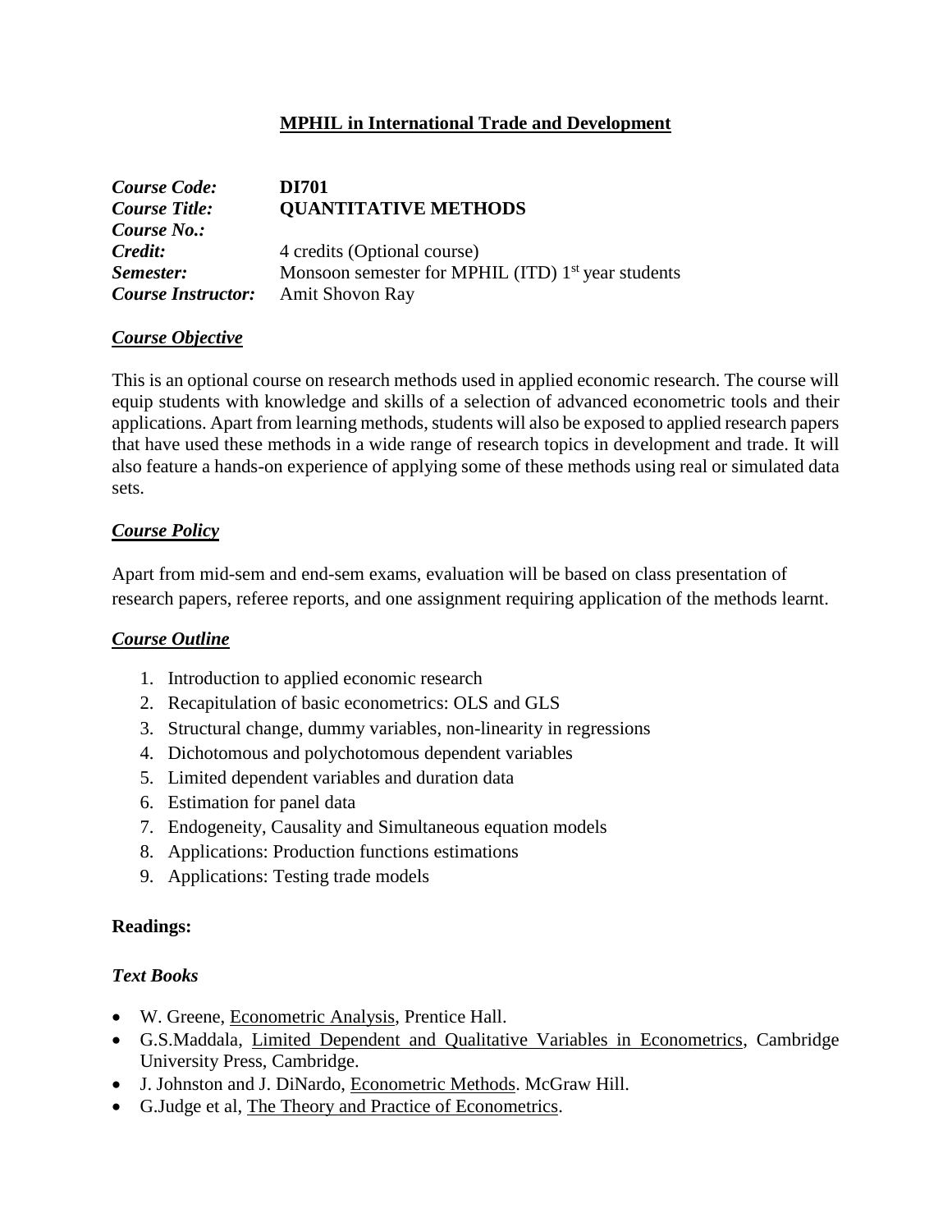# MPHIL in International Trade and Development

| | |
|---|---|
| ***Course Code:*** | **DI701** |
| ***Course Title:*** | **QUANTITATIVE METHODS** |
| ***Course No.:*** | |
| ***Credit:*** | 4 credits (Optional course) |
| ***Semester:*** | Monsoon semester for MPHIL (ITD) 1st year students |
| ***Course Instructor:*** | Amit Shovon Ray |

## *Course Objective*

This is an optional course on research methods used in applied economic research. The course will equip students with knowledge and skills of a selection of advanced econometric tools and their applications. Apart from learning methods, students will also be exposed to applied research papers that have used these methods in a wide range of research topics in development and trade. It will also feature a hands-on experience of applying some of these methods using real or simulated data sets.

## *Course Policy*

Apart from mid-sem and end-sem exams, evaluation will be based on class presentation of research papers, referee reports, and one assignment requiring application of the methods learnt.

## *Course Outline*

1. Introduction to applied economic research
2. Recapitulation of basic econometrics: OLS and GLS
3. Structural change, dummy variables, non-linearity in regressions
4. Dichotomous and polychotomous dependent variables
5. Limited dependent variables and duration data
6. Estimation for panel data
7. Endogeneity, Causality and Simultaneous equation models
8. Applications: Production functions estimations
9. Applications: Testing trade models

### Readings:

### *Text Books*

- W. Greene, Econometric Analysis, Prentice Hall.
- G.S.Maddala, Limited Dependent and Qualitative Variables in Econometrics, Cambridge University Press, Cambridge.
- J. Johnston and J. DiNardo, Econometric Methods. McGraw Hill.
- G.Judge et al, The Theory and Practice of Econometrics.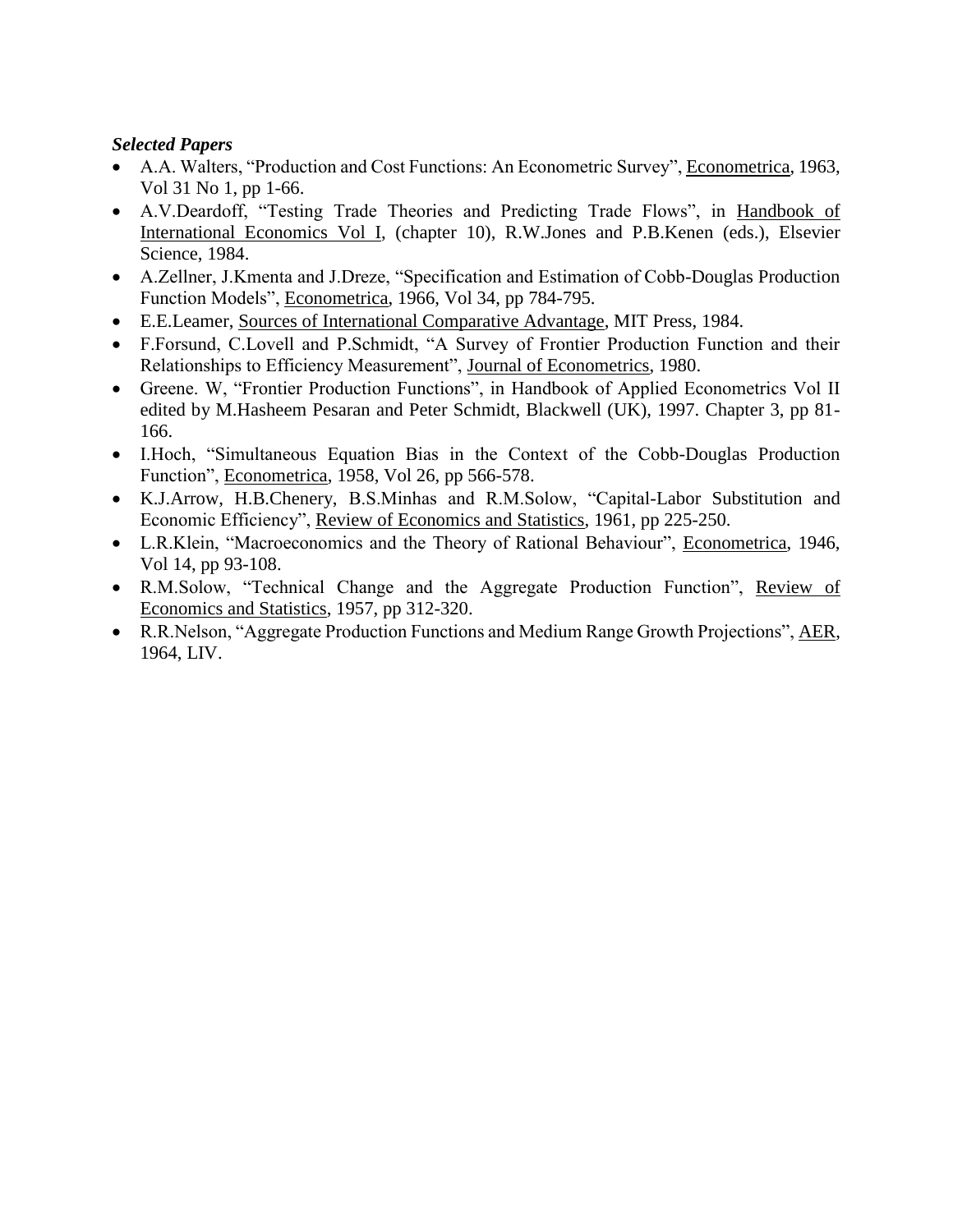***Selected Papers***

- A.A. Walters, "Production and Cost Functions: An Econometric Survey", Econometrica, 1963, Vol 31 No 1, pp 1-66.
- A.V.Deardoff, "Testing Trade Theories and Predicting Trade Flows", in Handbook of International Economics Vol I, (chapter 10), R.W.Jones and P.B.Kenen (eds.), Elsevier Science, 1984.
- A.Zellner, J.Kmenta and J.Dreze, "Specification and Estimation of Cobb-Douglas Production Function Models", Econometrica, 1966, Vol 34, pp 784-795.
- E.E.Leamer, Sources of International Comparative Advantage, MIT Press, 1984.
- F.Forsund, C.Lovell and P.Schmidt, "A Survey of Frontier Production Function and their Relationships to Efficiency Measurement", Journal of Econometrics, 1980.
- Greene. W, "Frontier Production Functions", in Handbook of Applied Econometrics Vol II edited by M.Hasheem Pesaran and Peter Schmidt, Blackwell (UK), 1997. Chapter 3, pp 81-166.
- I.Hoch, "Simultaneous Equation Bias in the Context of the Cobb-Douglas Production Function", Econometrica, 1958, Vol 26, pp 566-578.
- K.J.Arrow, H.B.Chenery, B.S.Minhas and R.M.Solow, "Capital-Labor Substitution and Economic Efficiency", Review of Economics and Statistics, 1961, pp 225-250.
- L.R.Klein, "Macroeconomics and the Theory of Rational Behaviour", Econometrica, 1946, Vol 14, pp 93-108.
- R.M.Solow, "Technical Change and the Aggregate Production Function", Review of Economics and Statistics, 1957, pp 312-320.
- R.R.Nelson, "Aggregate Production Functions and Medium Range Growth Projections", AER, 1964, LIV.